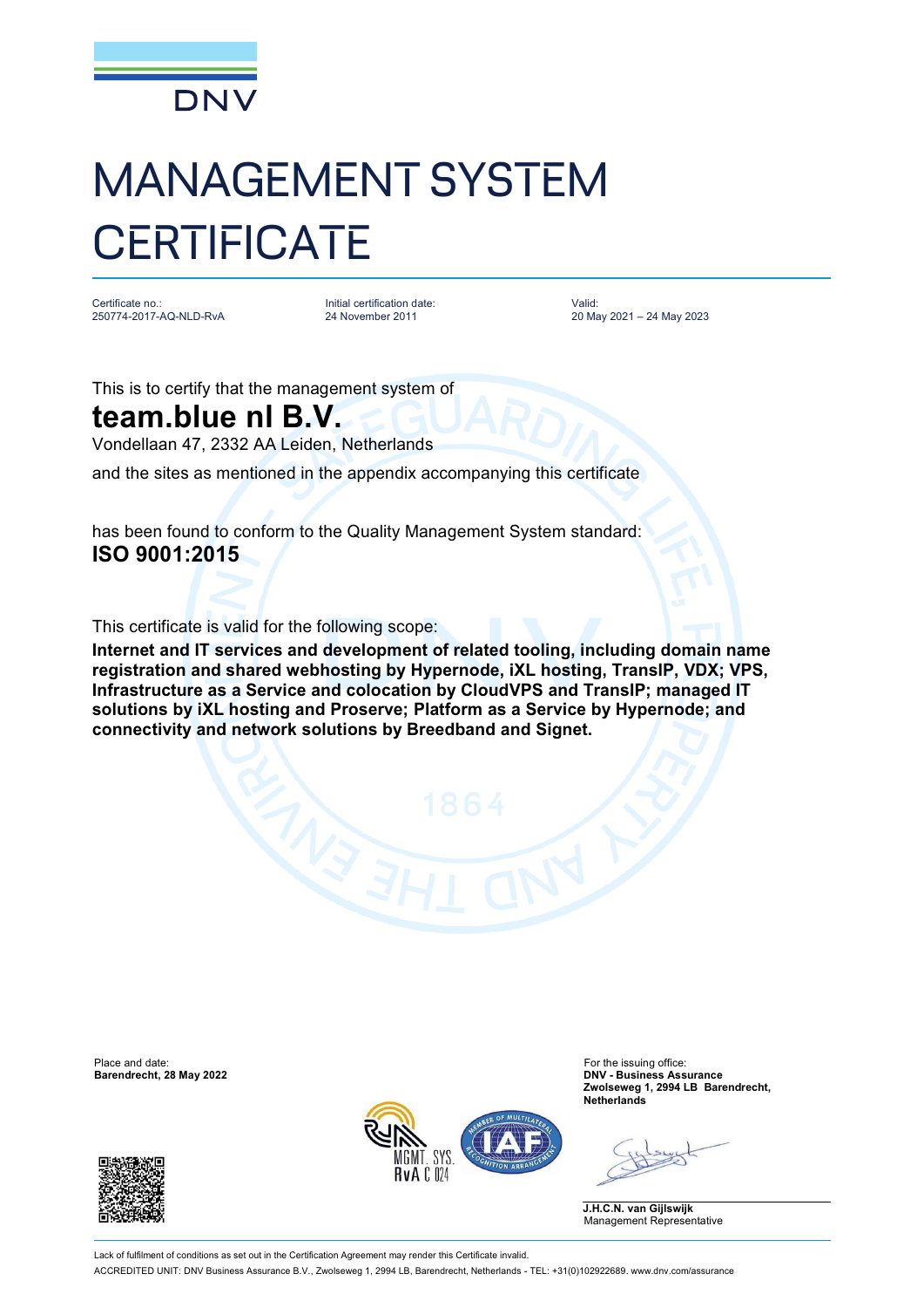DNV

# MANAGEMENT SYSTEM CERTIFICATE

| Certificate no.: | Initial certification date: | Valid: |
| --- | --- | --- |
| 250774-2017-AQ-NLD-RvA | 24 November 2011 | 20 May 2021 – 24 May 2023 |

This is to certify that the management system of

## team.blue nl B.V.

Vondellaan 47, 2332 AA Leiden, Netherlands

and the sites as mentioned in the appendix accompanying this certificate

has been found to conform to the Quality Management System standard:

**ISO 9001:2015**

This certificate is valid for the following scope:

**Internet and IT services and development of related tooling, including domain name registration and shared webhosting by Hypernode, iXL hosting, TransIP, VDX; VPS, Infrastructure as a Service and colocation by CloudVPS and TransIP; managed IT solutions by iXL hosting and Proserve; Platform as a Service by Hypernode; and connectivity and network solutions by Breedband and Signet.**

Place and date:
**Barendrecht, 28 May 2022**

For the issuing office:
**DNV - Business Assurance**
**Zwolseweg 1, 2994 LB Barendrecht, Netherlands**

MGMT. SYS.
RvA C 024

**J.H.C.N. van Gijlswijk**
Management Representative

Lack of fulfilment of conditions as set out in the Certification Agreement may render this Certificate invalid.

ACCREDITED UNIT: DNV Business Assurance B.V., Zwolseweg 1, 2994 LB, Barendrecht, Netherlands - TEL: +31(0)102922689. www.dnv.com/assurance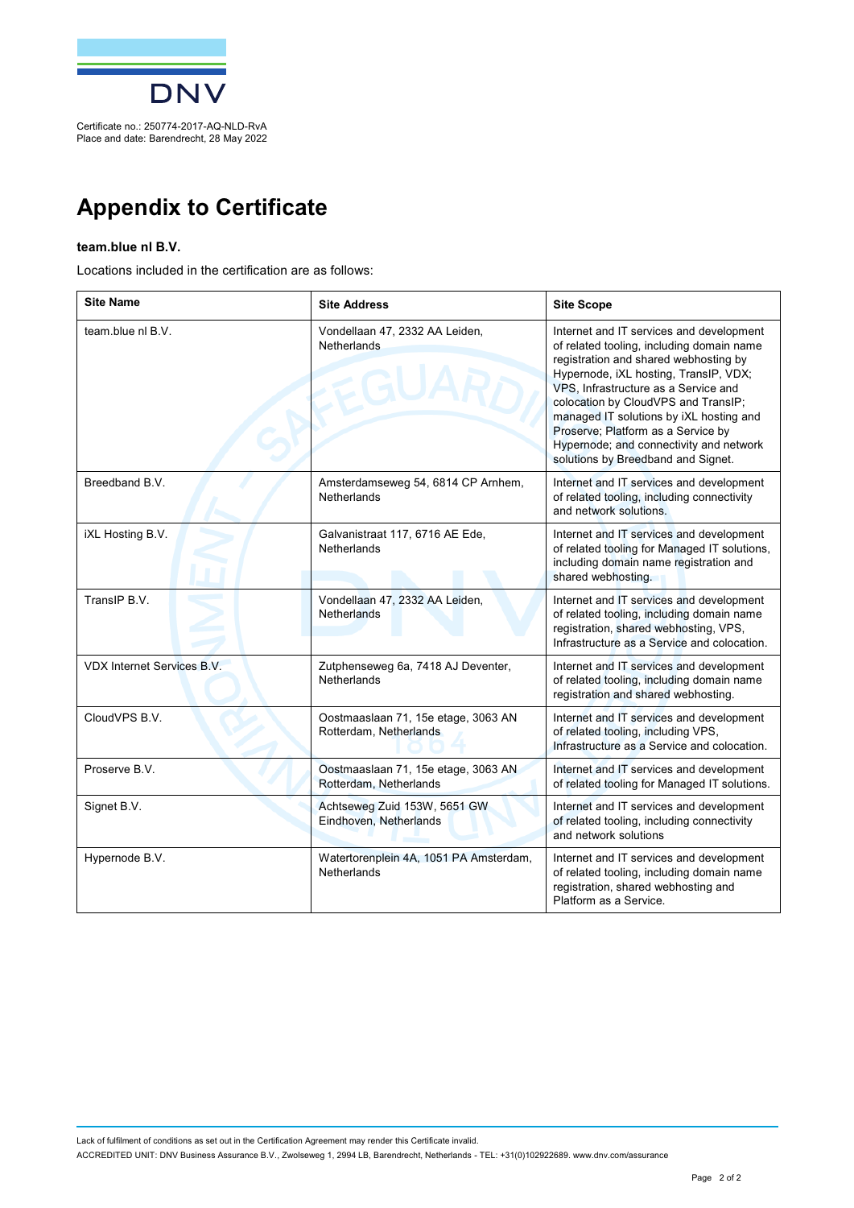Certificate no.: 250774-2017-AQ-NLD-RvA
Place and date: Barendrecht, 28 May 2022

# Appendix to Certificate

**team.blue nl B.V.**

Locations included in the certification are as follows:

| Site Name | Site Address | Site Scope |
|---|---|---|
| team.blue nl B.V. | Vondellaan 47, 2332 AA Leiden, Netherlands | Internet and IT services and development of related tooling, including domain name registration and shared webhosting by Hypernode, iXL hosting, TransIP, VDX; VPS, Infrastructure as a Service and colocation by CloudVPS and TransIP; managed IT solutions by iXL hosting and Proserve; Platform as a Service by Hypernode; and connectivity and network solutions by Breedband and Signet. |
| Breedband B.V. | Amsterdamseweg 54, 6814 CP Arnhem, Netherlands | Internet and IT services and development of related tooling, including connectivity and network solutions. |
| iXL Hosting B.V. | Galvanistraat 117, 6716 AE Ede, Netherlands | Internet and IT services and development of related tooling for Managed IT solutions, including domain name registration and shared webhosting. |
| TransIP B.V. | Vondellaan 47, 2332 AA Leiden, Netherlands | Internet and IT services and development of related tooling, including domain name registration, shared webhosting, VPS, Infrastructure as a Service and colocation. |
| VDX Internet Services B.V. | Zutphenseweg 6a, 7418 AJ Deventer, Netherlands | Internet and IT services and development of related tooling, including domain name registration and shared webhosting. |
| CloudVPS B.V. | Oostmaaslaan 71, 15e etage, 3063 AN Rotterdam, Netherlands | Internet and IT services and development of related tooling, including VPS, Infrastructure as a Service and colocation. |
| Proserve B.V. | Oostmaaslaan 71, 15e etage, 3063 AN Rotterdam, Netherlands | Internet and IT services and development of related tooling for Managed IT solutions. |
| Signet B.V. | Achtseweg Zuid 153W, 5651 GW Eindhoven, Netherlands | Internet and IT services and development of related tooling, including connectivity and network solutions |
| Hypernode B.V. | Watertorenplein 4A, 1051 PA Amsterdam, Netherlands | Internet and IT services and development of related tooling, including domain name registration, shared webhosting and Platform as a Service. |

Lack of fulfilment of conditions as set out in the Certification Agreement may render this Certificate invalid.
ACCREDITED UNIT: DNV Business Assurance B.V., Zwolseweg 1, 2994 LB, Barendrecht, Netherlands - TEL: +31(0)102922689. www.dnv.com/assurance